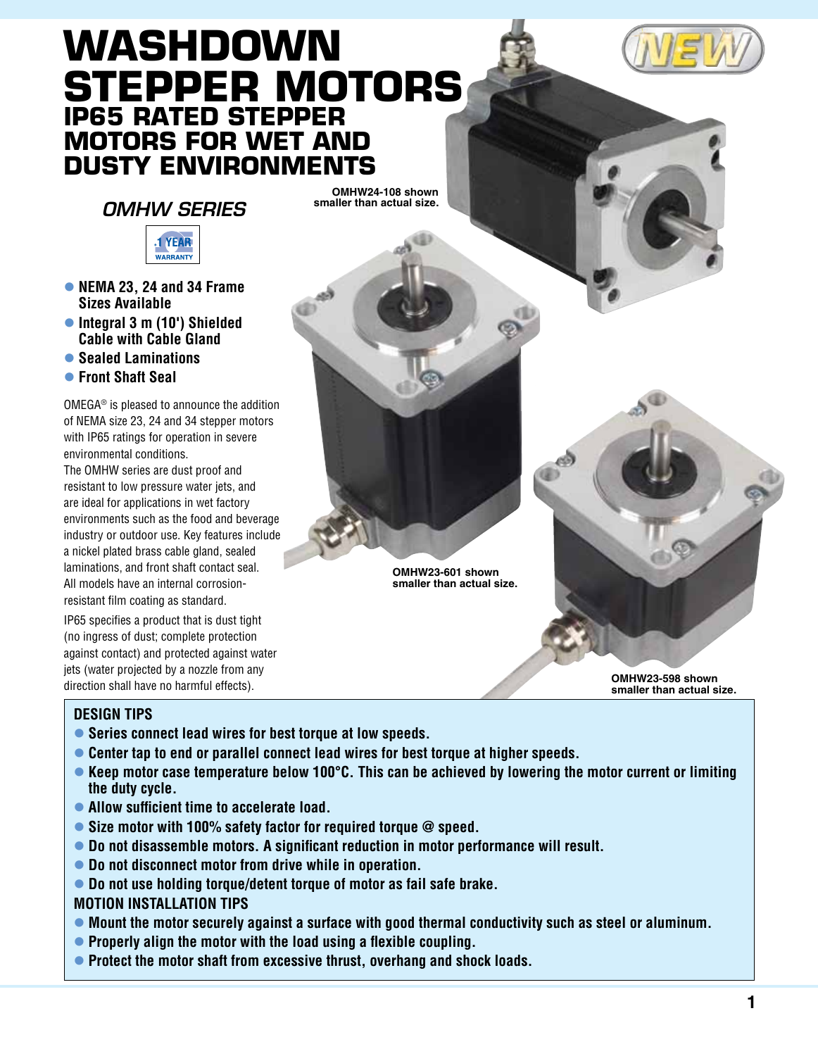# WASHDOWN STEPPER MOTORS

## IP65 RATED STEPPER MOTORS FOR WET AND DUSTY ENVIRONMENTS

### *OMHW SERIES*

1 YEAR WARRANTY

- **NEMA 23, 24 and 34 Frame Sizes Available**
- **Integral 3 m (10') Shielded Cable with Cable Gland**
- **Sealed Laminations**
- **Front Shaft Seal**

OMEGA® is pleased to announce the addition of NEMA size 23, 24 and 34 stepper motors with IP65 ratings for operation in severe environmental conditions.

The OMHW series are dust proof and resistant to low pressure water jets, and are ideal for applications in wet factory environments such as the food and beverage industry or outdoor use. Key features include a nickel plated brass cable gland, sealed laminations, and front shaft contact seal. All models have an internal corrosion-resistant film coating as standard.

IP65 specifies a product that is dust tight (no ingress of dust; complete protection against contact) and protected against water jets (water projected by a nozzle from any direction shall have no harmful effects).

OMHW24-108 shown smaller than actual size.

OMHW23-601 shown smaller than actual size.

OMHW23-598 shown smaller than actual size.

### DESIGN TIPS

- **Series connect lead wires for best torque at low speeds.**
- **Center tap to end or parallel connect lead wires for best torque at higher speeds.**
- **Keep motor case temperature below 100°C. This can be achieved by lowering the motor current or limiting the duty cycle.**
- **Allow sufficient time to accelerate load.**
- **Size motor with 100% safety factor for required torque @ speed.**
- **Do not disassemble motors. A significant reduction in motor performance will result.**
- **Do not disconnect motor from drive while in operation.**
- **Do not use holding torque/detent torque of motor as fail safe brake.**

### MOTION INSTALLATION TIPS

- **Mount the motor securely against a surface with good thermal conductivity such as steel or aluminum.**
- **Properly align the motor with the load using a flexible coupling.**
- **Protect the motor shaft from excessive thrust, overhang and shock loads.**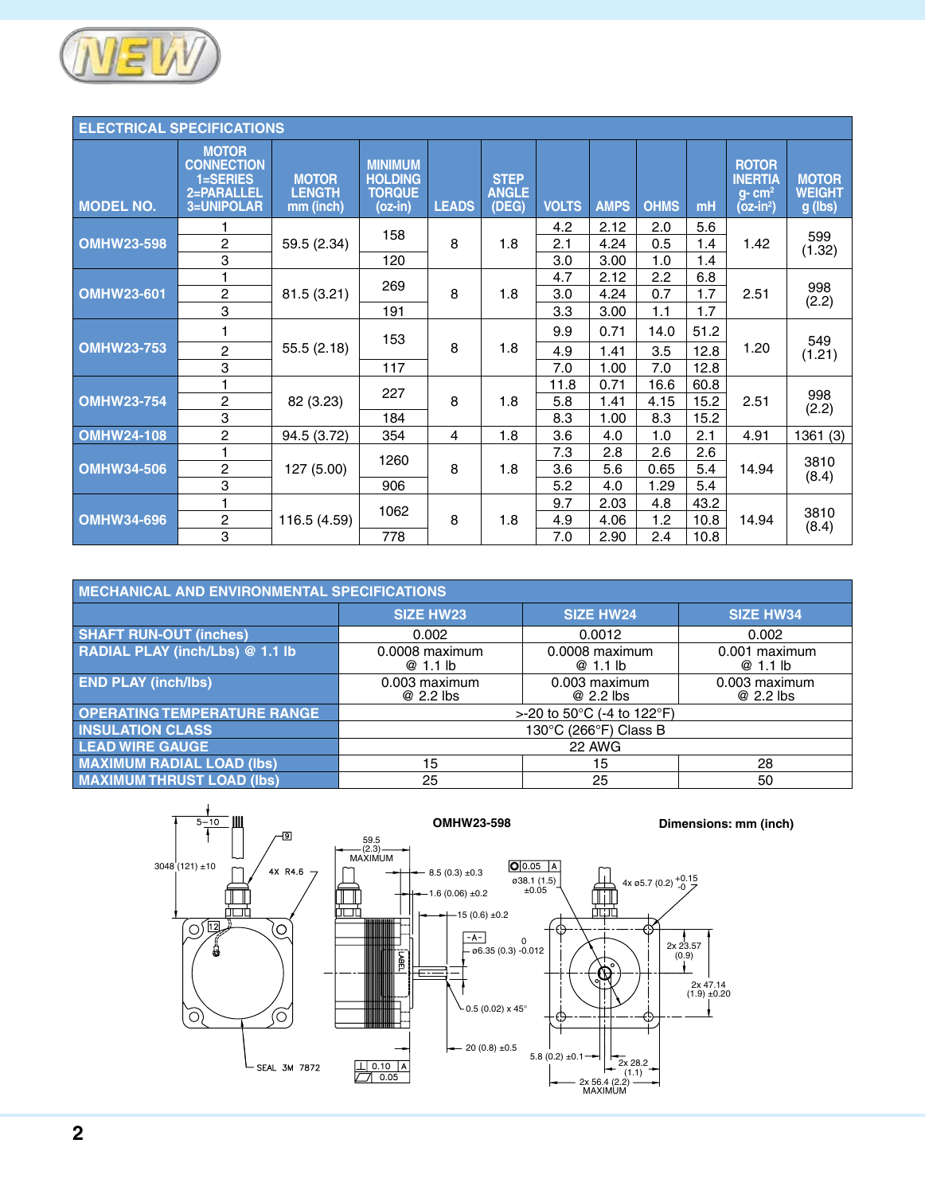## ELECTRICAL SPECIFICATIONS

| MODEL NO. | MOTOR CONNECTION 1=SERIES 2=PARALLEL 3=UNIPOLAR | MOTOR LENGTH mm (inch) | MINIMUM HOLDING TORQUE (oz-in) | LEADS | STEP ANGLE (DEG) | VOLTS | AMPS | OHMS | mH | ROTOR INERTIA g- cm² (oz-in²) | MOTOR WEIGHT g (lbs) |
|---|---|---|---|---|---|---|---|---|---|---|---|
| OMHW23-598 | 1 | 59.5 (2.34) | 158 | 8 | 1.8 | 4.2 | 2.12 | 2.0 | 5.6 | 1.42 | 599 (1.32) |
| | 2 | | | | | 2.1 | 4.24 | 0.5 | 1.4 | | |
| | 3 | | 120 | | | 3.0 | 3.00 | 1.0 | 1.4 | | |
| OMHW23-601 | 1 | 81.5 (3.21) | 269 | 8 | 1.8 | 4.7 | 2.12 | 2.2 | 6.8 | 2.51 | 998 (2.2) |
| | 2 | | | | | 3.0 | 4.24 | 0.7 | 1.7 | | |
| | 3 | | 191 | | | 3.3 | 3.00 | 1.1 | 1.7 | | |
| OMHW23-753 | 1 | 55.5 (2.18) | 153 | 8 | 1.8 | 9.9 | 0.71 | 14.0 | 51.2 | 1.20 | 549 (1.21) |
| | 2 | | | | | 4.9 | 1.41 | 3.5 | 12.8 | | |
| | 3 | | 117 | | | 7.0 | 1.00 | 7.0 | 12.8 | | |
| OMHW23-754 | 1 | 82 (3.23) | 227 | 8 | 1.8 | 11.8 | 0.71 | 16.6 | 60.8 | 2.51 | 998 (2.2) |
| | 2 | | | | | 5.8 | 1.41 | 4.15 | 15.2 | | |
| | 3 | | 184 | | | 8.3 | 1.00 | 8.3 | 15.2 | | |
| OMHW24-108 | 2 | 94.5 (3.72) | 354 | 4 | 1.8 | 3.6 | 4.0 | 1.0 | 2.1 | 4.91 | 1361 (3) |
| OMHW34-506 | 1 | 127 (5.00) | 1260 | 8 | 1.8 | 7.3 | 2.8 | 2.6 | 2.6 | 14.94 | 3810 (8.4) |
| | 2 | | | | | 3.6 | 5.6 | 0.65 | 5.4 | | |
| | 3 | | 906 | | | 5.2 | 4.0 | 1.29 | 5.4 | | |
| OMHW34-696 | 1 | 116.5 (4.59) | 1062 | 8 | 1.8 | 9.7 | 2.03 | 4.8 | 43.2 | 14.94 | 3810 (8.4) |
| | 2 | | | | | 4.9 | 4.06 | 1.2 | 10.8 | | |
| | 3 | | 778 | | | 7.0 | 2.90 | 2.4 | 10.8 | | |

## MECHANICAL AND ENVIRONMENTAL SPECIFICATIONS

| | SIZE HW23 | SIZE HW24 | SIZE HW34 |
|---|---|---|---|
| SHAFT RUN-OUT (inches) | 0.002 | 0.0012 | 0.002 |
| RADIAL PLAY (inch/Lbs) @ 1.1 lb | 0.0008 maximum @ 1.1 lb | 0.0008 maximum @ 1.1 lb | 0.001 maximum @ 1.1 lb |
| END PLAY (inch/lbs) | 0.003 maximum @ 2.2 lbs | 0.003 maximum @ 2.2 lbs | 0.003 maximum @ 2.2 lbs |
| OPERATING TEMPERATURE RANGE | >-20 to 50°C (-4 to 122°F) | | |
| INSULATION CLASS | 130°C (266°F) Class B | | |
| LEAD WIRE GAUGE | 22 AWG | | |
| MAXIMUM RADIAL LOAD (lbs) | 15 | 15 | 28 |
| MAXIMUM THRUST LOAD (lbs) | 25 | 25 | 50 |

**OMHW23-598**

**Dimensions: mm (inch)**

5–10; 3048 (121) ±10; 4X R4.6; SEAL 3M 7872; 59.5 (2.3) MAXIMUM; 8.5 (0.3) ±0.3; 1.6 (0.06) ±0.2; 15 (0.6) ±0.2; ø6.35 (0.3) +0/-0.012; 0.5 (0.02) x 45°; 20 (0.8) ±0.5; ⊥ 0.10 A; ⏥ 0.05; ◎ 0.05 A; ø38.1 (1.5) ±0.05; 4x ø5.7 (0.2) +0.15/-0; 2x 23.57 (0.9); 2x 47.14 (1.9) ±0.20; 5.8 (0.2) ±0.1; 2x 28.2 (1.1); 2x 56.4 (2.2) MAXIMUM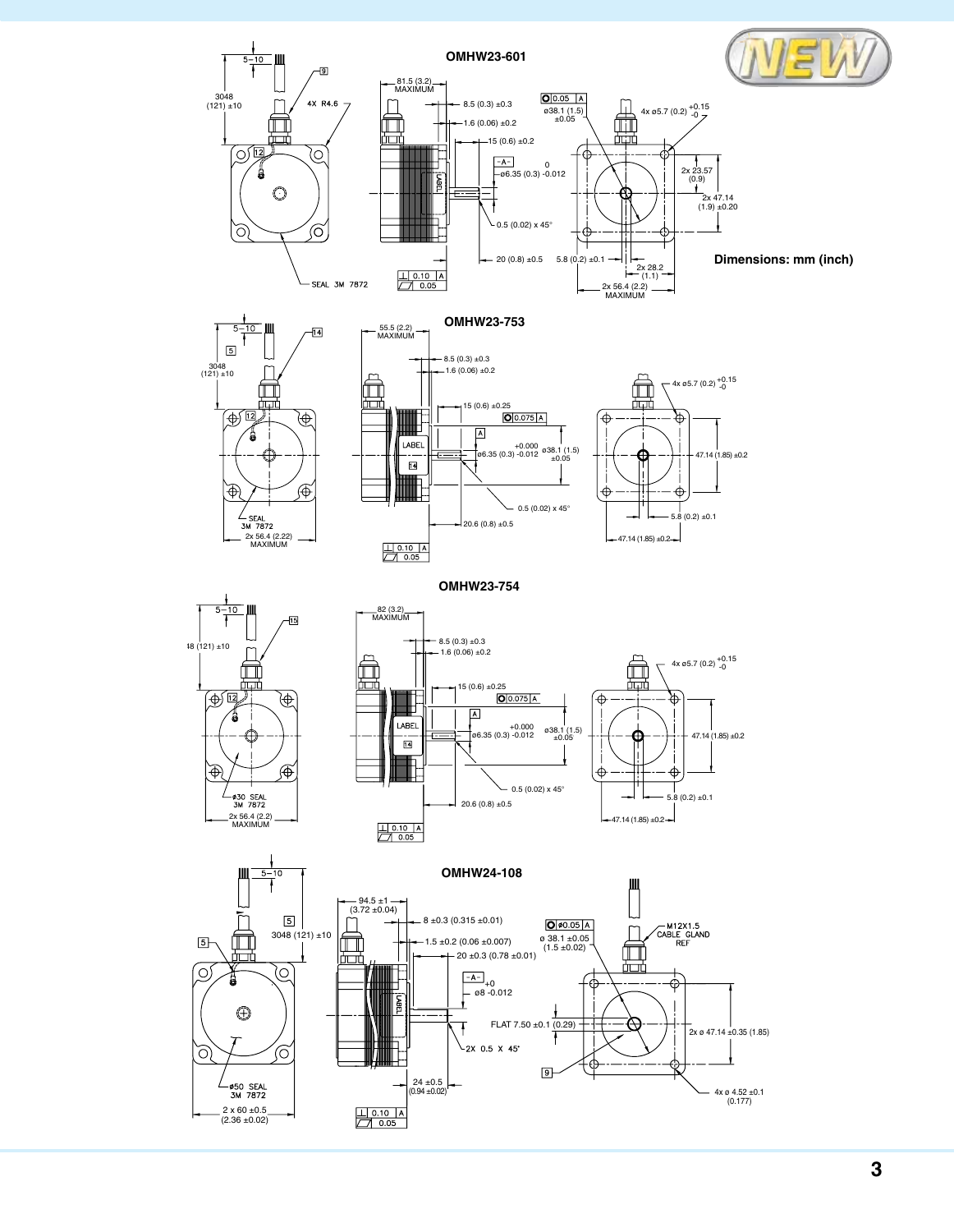## OMHW23-601

**Dimensions: mm (inch)**

5–10

3048 (121) ±10

4X R4.6

SEAL 3M 7872

81.5 (3.2) MAXIMUM

8.5 (0.3) ±0.3

1.6 (0.06) ±0.2

15 (0.6) ±0.2

-A-

ø6.35 (0.3) 0 -0.012

0.5 (0.02) x 45°

20 (0.8) ±0.5

⊥ 0.10 A

⏥ 0.05

◎ 0.05 A

ø38.1 (1.5) ±0.05

4x ø5.7 (0.2) +0.15 -0

2x 23.57 (0.9)

2x 47.14 (1.9) ±0.20

5.8 (0.2) ±0.1

2x 28.2 (1.1)

2x 56.4 (2.2) MAXIMUM

## OMHW23-753

5–10

3048 (121) ±10

SEAL 3M 7872

2x 56.4 (2.22) MAXIMUM

55.5 (2.2) MAXIMUM

8.5 (0.3) ±0.3

1.6 (0.06) ±0.2

15 (0.6) ±0.25

◎ 0.075 A

LABEL

ø6.35 (0.3) +0.000 -0.012

ø38.1 (1.5) ±0.05

0.5 (0.02) x 45°

20.6 (0.8) ±0.5

⊥ 0.10 A

⏥ 0.05

4x ø5.7 (0.2) +0.15 -0

47.14 (1.85) ±0.2

5.8 (0.2) ±0.1

47.14 (1.85) ±0.2

## OMHW23-754

5–10

48 (121) ±10

ø30 SEAL 3M 7872

2x 56.4 (2.2) MAXIMUM

82 (3.2) MAXIMUM

8.5 (0.3) ±0.3

1.6 (0.06) ±0.2

15 (0.6) ±0.25

◎ 0.075 A

LABEL

ø6.35 (0.3) +0.000 -0.012

ø38.1 (1.5) ±0.05

0.5 (0.02) x 45°

20.6 (0.8) ±0.5

⊥ 0.10 A

⏥ 0.05

4x ø5.7 (0.2) +0.15 -0

47.14 (1.85) ±0.2

5.8 (0.2) ±0.1

47.14 (1.85) ±0.2

## OMHW24-108

5–10

3048 (121) ±10

ø50 SEAL 3M 7872

2 x 60 ±0.5 (2.36 ±0.02)

94.5 ±1 (3.72 ±0.04)

8 ±0.3 (0.315 ±0.01)

1.5 ±0.2 (0.06 ±0.007)

20 ±0.3 (0.78 ±0.01)

-A-

ø8 +0 -0.012

FLAT 7.50 ±0.1 (0.29)

2X 0.5 X 45°

24 ±0.5 (0.94 ±0.02)

⊥ 0.10 A

⏥ 0.05

◎ ø0.05 A

ø 38.1 ±0.05 (1.5 ±0.02)

M12X1.5 CABLE GLAND REF

2x ø 47.14 ±0.35 (1.85)

4x ø 4.52 ±0.1 (0.177)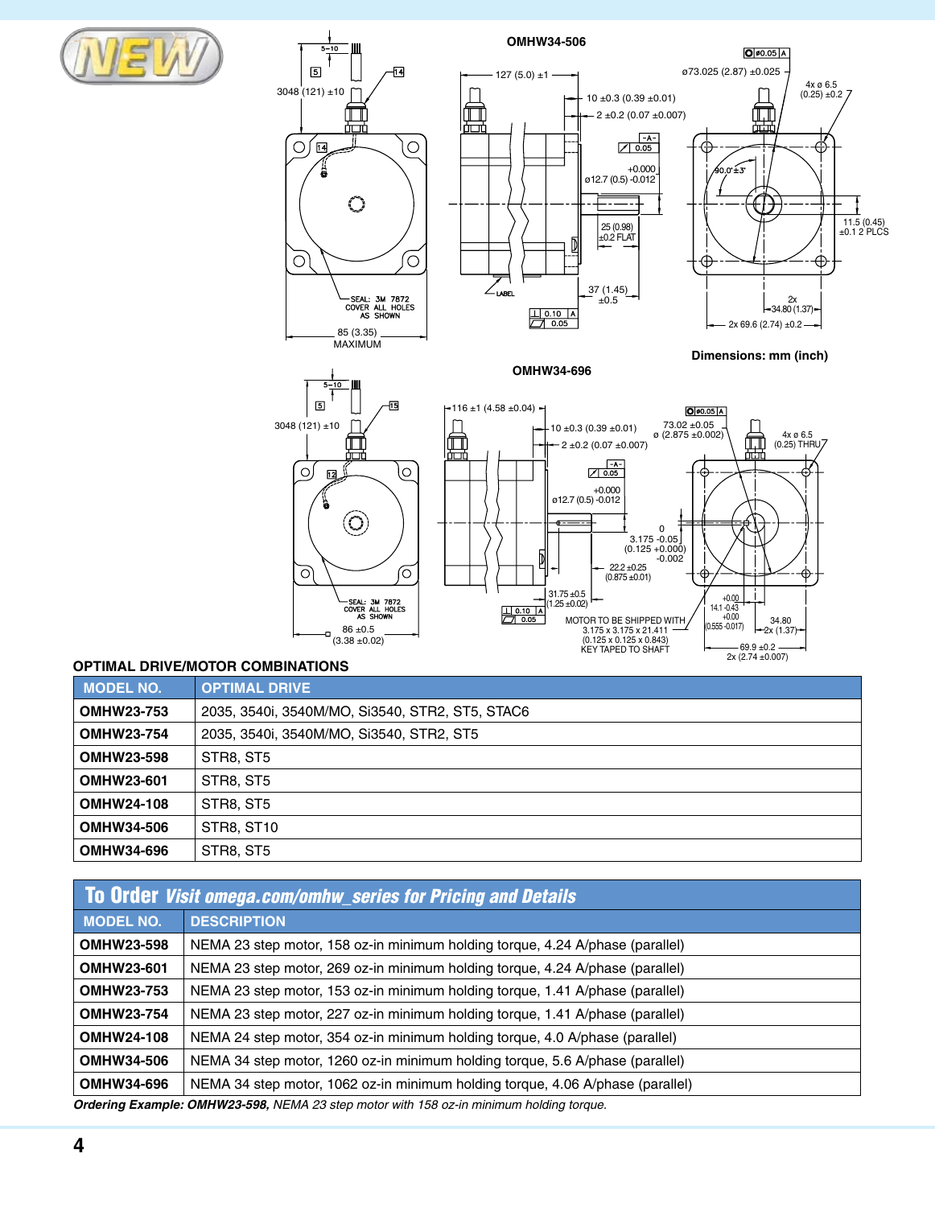## OMHW34-506

Dimensions: mm (inch)

## OMHW34-696

### OPTIMAL DRIVE/MOTOR COMBINATIONS

| MODEL NO. | OPTIMAL DRIVE |
|---|---|
| **OMHW23-753** | 2035, 3540i, 3540M/MO, Si3540, STR2, ST5, STAC6 |
| **OMHW23-754** | 2035, 3540i, 3540M/MO, Si3540, STR2, ST5 |
| **OMHW23-598** | STR8, ST5 |
| **OMHW23-601** | STR8, ST5 |
| **OMHW24-108** | STR8, ST5 |
| **OMHW34-506** | STR8, ST10 |
| **OMHW34-696** | STR8, ST5 |

## To Order *Visit omega.com/omhw_series for Pricing and Details*

| MODEL NO. | DESCRIPTION |
|---|---|
| **OMHW23-598** | NEMA 23 step motor, 158 oz-in minimum holding torque, 4.24 A/phase (parallel) |
| **OMHW23-601** | NEMA 23 step motor, 269 oz-in minimum holding torque, 4.24 A/phase (parallel) |
| **OMHW23-753** | NEMA 23 step motor, 153 oz-in minimum holding torque, 1.41 A/phase (parallel) |
| **OMHW23-754** | NEMA 23 step motor, 227 oz-in minimum holding torque, 1.41 A/phase (parallel) |
| **OMHW24-108** | NEMA 24 step motor, 354 oz-in minimum holding torque, 4.0 A/phase (parallel) |
| **OMHW34-506** | NEMA 34 step motor, 1260 oz-in minimum holding torque, 5.6 A/phase (parallel) |
| **OMHW34-696** | NEMA 34 step motor, 1062 oz-in minimum holding torque, 4.06 A/phase (parallel) |

***Ordering Example: OMHW23-598,*** *NEMA 23 step motor with 158 oz-in minimum holding torque.*